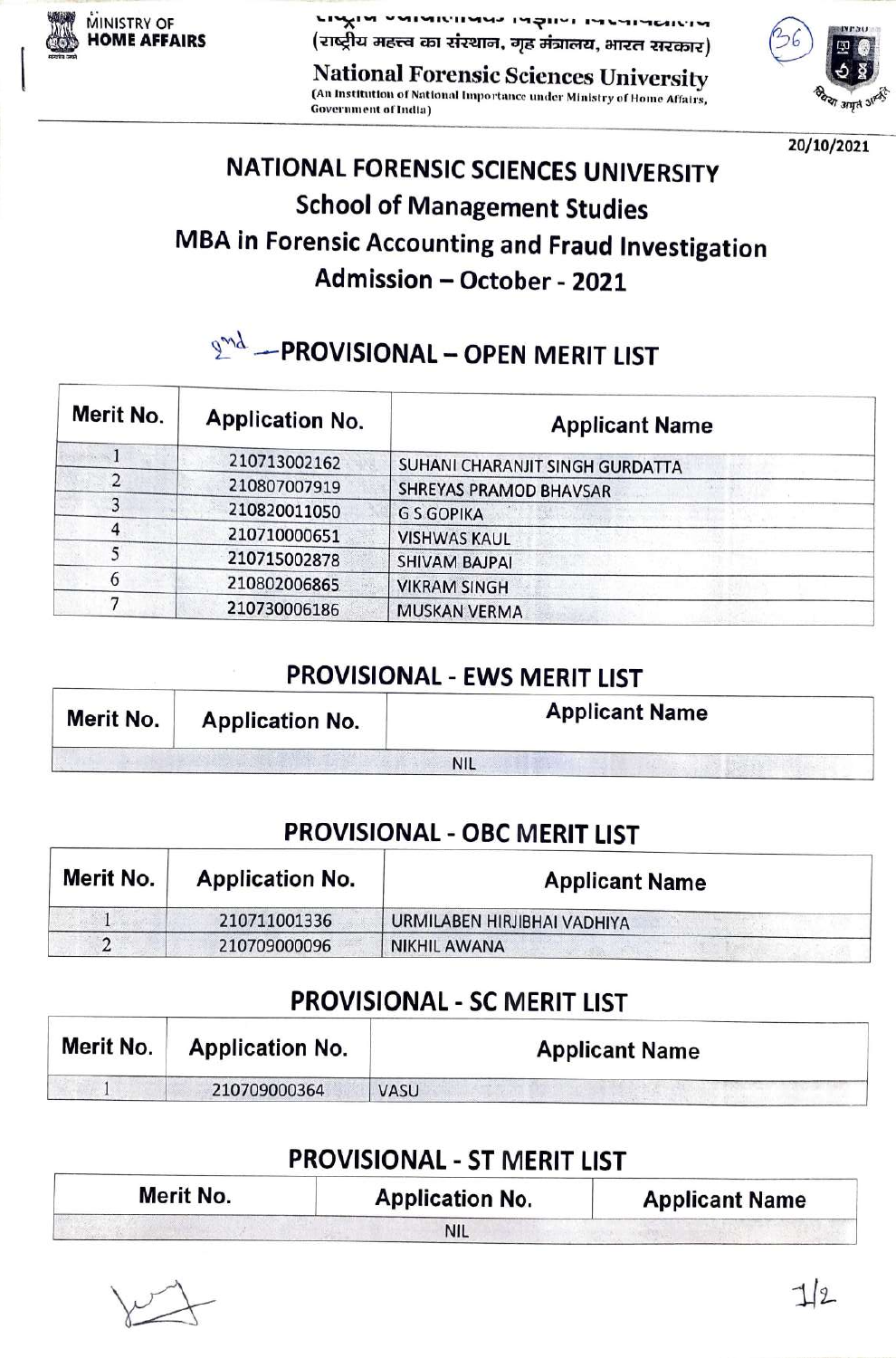MINISTRY OF HOME AFFAIRS

राष्ट्रीय न्यायालयिक विज्ञान विश्वविद्यालय
(राष्ट्रीय महत्त्व का संस्थान, गृह मंत्रालय, भारत सरकार)

National Forensic Sciences University
(An Institution of National Importance under Ministry of Home Affairs, Government of India)

20/10/2021

# NATIONAL FORENSIC SCIENCES UNIVERSITY

## School of Management Studies

## MBA in Forensic Accounting and Fraud Investigation

## Admission – October - 2021

### 2nd – PROVISIONAL – OPEN MERIT LIST

| Merit No. | Application No. | Applicant Name |
|---|---|---|
| 1 | 210713002162 | SUHANI CHARANJIT SINGH GURDATTA |
| 2 | 210807007919 | SHREYAS PRAMOD BHAVSAR |
| 3 | 210820011050 | G S GOPIKA |
| 4 | 210710000651 | VISHWAS KAUL |
| 5 | 210715002878 | SHIVAM BAJPAI |
| 6 | 210802006865 | VIKRAM SINGH |
| 7 | 210730006186 | MUSKAN VERMA |

### PROVISIONAL - EWS MERIT LIST

| Merit No. | Application No. | Applicant Name |
|---|---|---|
| | NIL | |

### PROVISIONAL - OBC MERIT LIST

| Merit No. | Application No. | Applicant Name |
|---|---|---|
| 1 | 210711001336 | URMILABEN HIRJIBHAI VADHIYA |
| 2 | 210709000096 | NIKHIL AWANA |

### PROVISIONAL - SC MERIT LIST

| Merit No. | Application No. | Applicant Name |
|---|---|---|
| 1 | 210709000364 | VASU |

### PROVISIONAL - ST MERIT LIST

| Merit No. | Application No. | Applicant Name |
|---|---|---|
| | NIL | |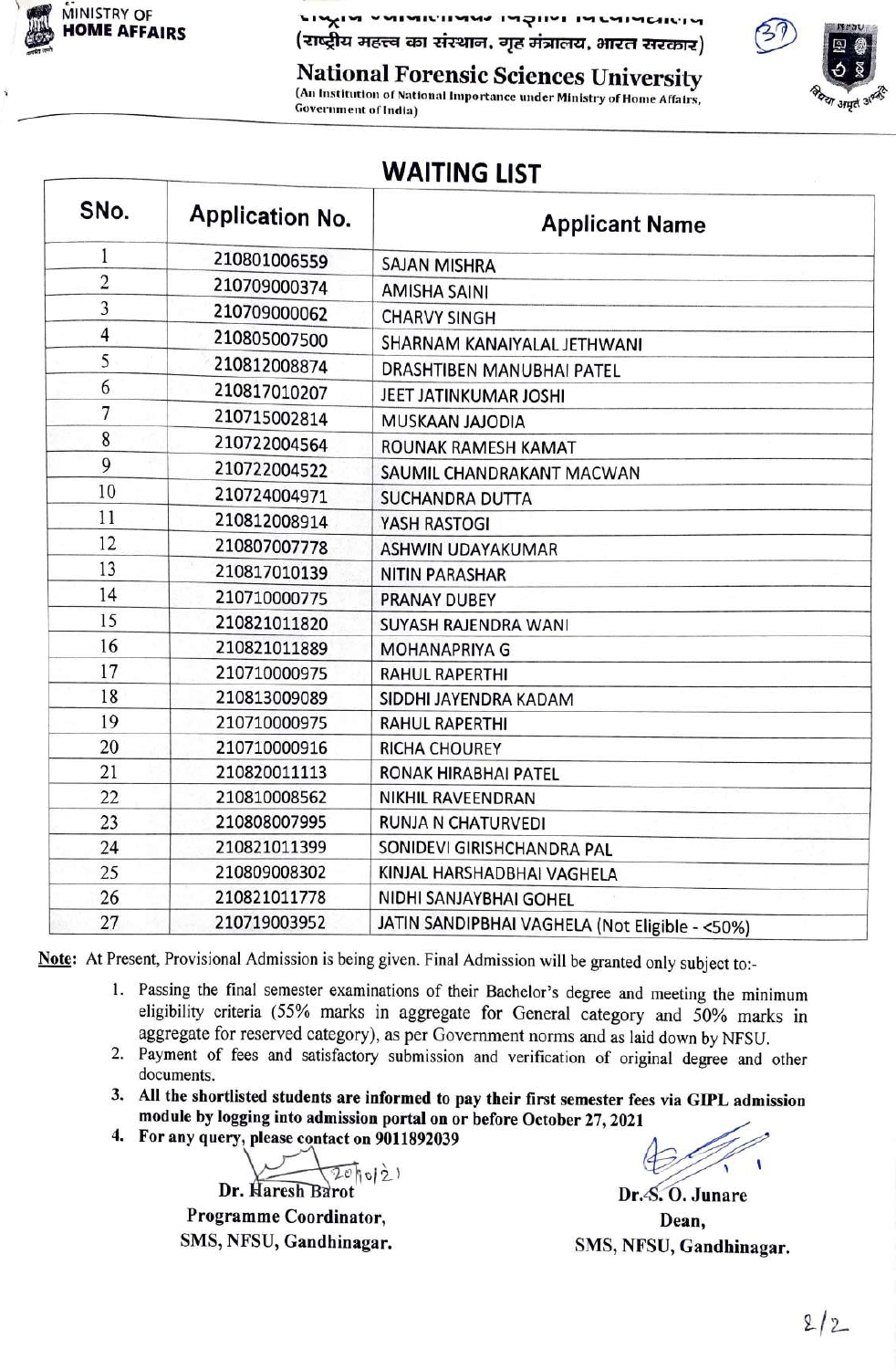MINISTRY OF HOME AFFAIRS

(राष्ट्रीय महत्त्व का संस्थान, गृह मंत्रालय, भारत सरकार)

**National Forensic Sciences University**

(An Institution of National Importance under Ministry of Home Affairs, Government of India)

## WAITING LIST

| SNo. | Application No. | Applicant Name |
|---|---|---|
| 1 | 210801006559 | SAJAN MISHRA |
| 2 | 210709000374 | AMISHA SAINI |
| 3 | 210709000062 | CHARVY SINGH |
| 4 | 210805007500 | SHARNAM KANAIYALAL JETHWANI |
| 5 | 210812008874 | DRASHTIBEN MANUBHAI PATEL |
| 6 | 210817010207 | JEET JATINKUMAR JOSHI |
| 7 | 210715002814 | MUSKAAN JAJODIA |
| 8 | 210722004564 | ROUNAK RAMESH KAMAT |
| 9 | 210722004522 | SAUMIL CHANDRAKANT MACWAN |
| 10 | 210724004971 | SUCHANDRA DUTTA |
| 11 | 210812008914 | YASH RASTOGI |
| 12 | 210807007778 | ASHWIN UDAYAKUMAR |
| 13 | 210817010139 | NITIN PARASHAR |
| 14 | 210710000775 | PRANAY DUBEY |
| 15 | 210821011820 | SUYASH RAJENDRA WANI |
| 16 | 210821011889 | MOHANAPRIYA G |
| 17 | 210710000975 | RAHUL RAPERTHI |
| 18 | 210813009089 | SIDDHI JAYENDRA KADAM |
| 19 | 210710000975 | RAHUL RAPERTHI |
| 20 | 210710000916 | RICHA CHOUREY |
| 21 | 210820011113 | RONAK HIRABHAI PATEL |
| 22 | 210810008562 | NIKHIL RAVEENDRAN |
| 23 | 210808007995 | RUNJA N CHATURVEDI |
| 24 | 210821011399 | SONIDEVI GIRISHCHANDRA PAL |
| 25 | 210809008302 | KINJAL HARSHADBHAI VAGHELA |
| 26 | 210821011778 | NIDHI SANJAYBHAI GOHEL |
| 27 | 210719003952 | JATIN SANDIPBHAI VAGHELA (Not Eligible - <50%) |

**Note:** At Present, Provisional Admission is being given. Final Admission will be granted only subject to:-

1. Passing the final semester examinations of their Bachelor's degree and meeting the minimum eligibility criteria (55% marks in aggregate for General category and 50% marks in aggregate for reserved category), as per Government norms and as laid down by NFSU.
2. Payment of fees and satisfactory submission and verification of original degree and other documents.
3. **All the shortlisted students are informed to pay their first semester fees via GIPL admission module by logging into admission portal on or before October 27, 2021**
4. **For any query, please contact on 9011892039**

20/10/21

**Dr. Haresh Barot**
**Programme Coordinator,**
**SMS, NFSU, Gandhinagar.**

**Dr. S. O. Junare**
**Dean,**
**SMS, NFSU, Gandhinagar.**